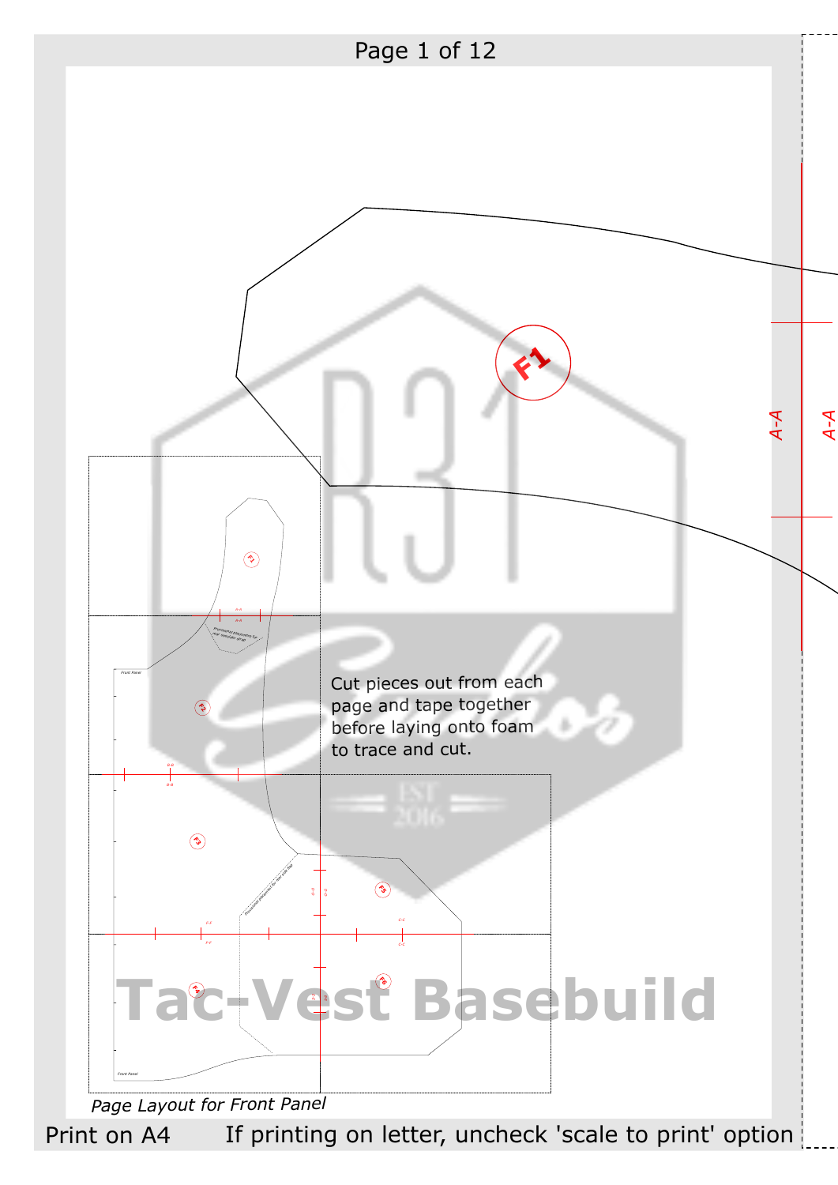F1

A-A

A-A

Cut pieces out from each page and tape together before laying onto foam to trace and cut.

*Page Layout for Front Panel*

Tac-Vest Basebuild

Print on A4 If printing on letter, uncheck 'scale to print' option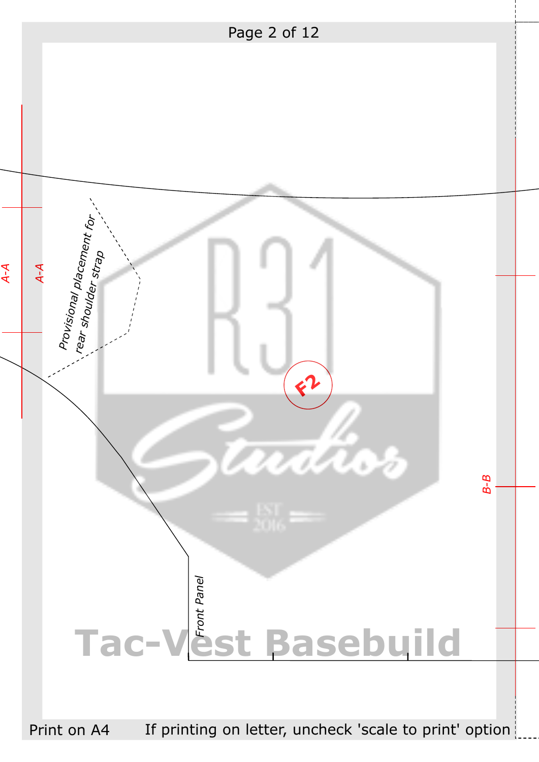A-A

A-A

*Provisional placement for rear shoulder strap*

F2

B-B

*Front Panel*

Tac-Vest Basebuild

Print on A4 If printing on letter, uncheck 'scale to print' option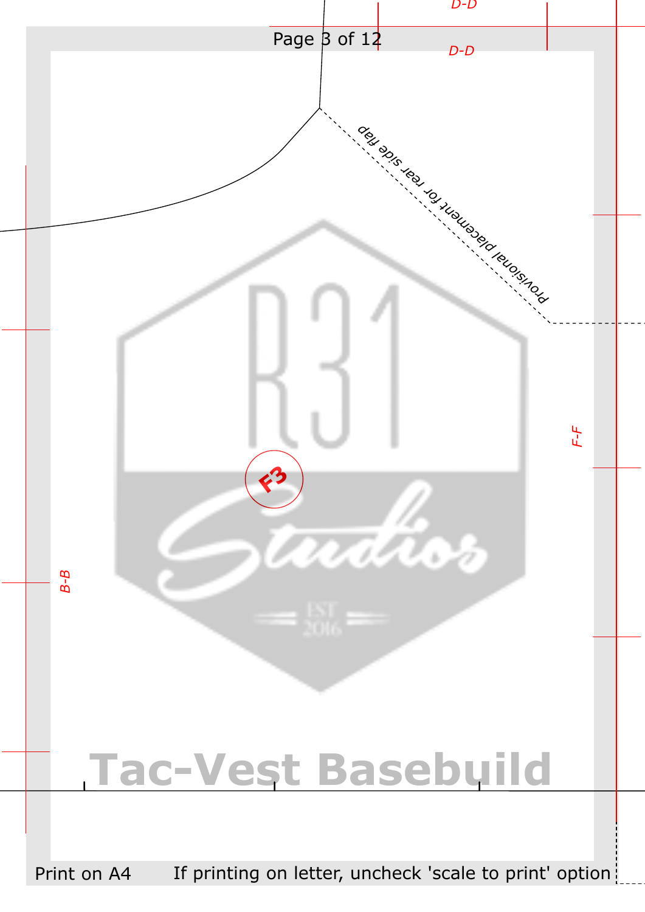D-D

D-D

Provisional placement for rear side flap

F-F

F3

B-B

Tac-Vest Basebuild

Print on A4 If printing on letter, uncheck 'scale to print' option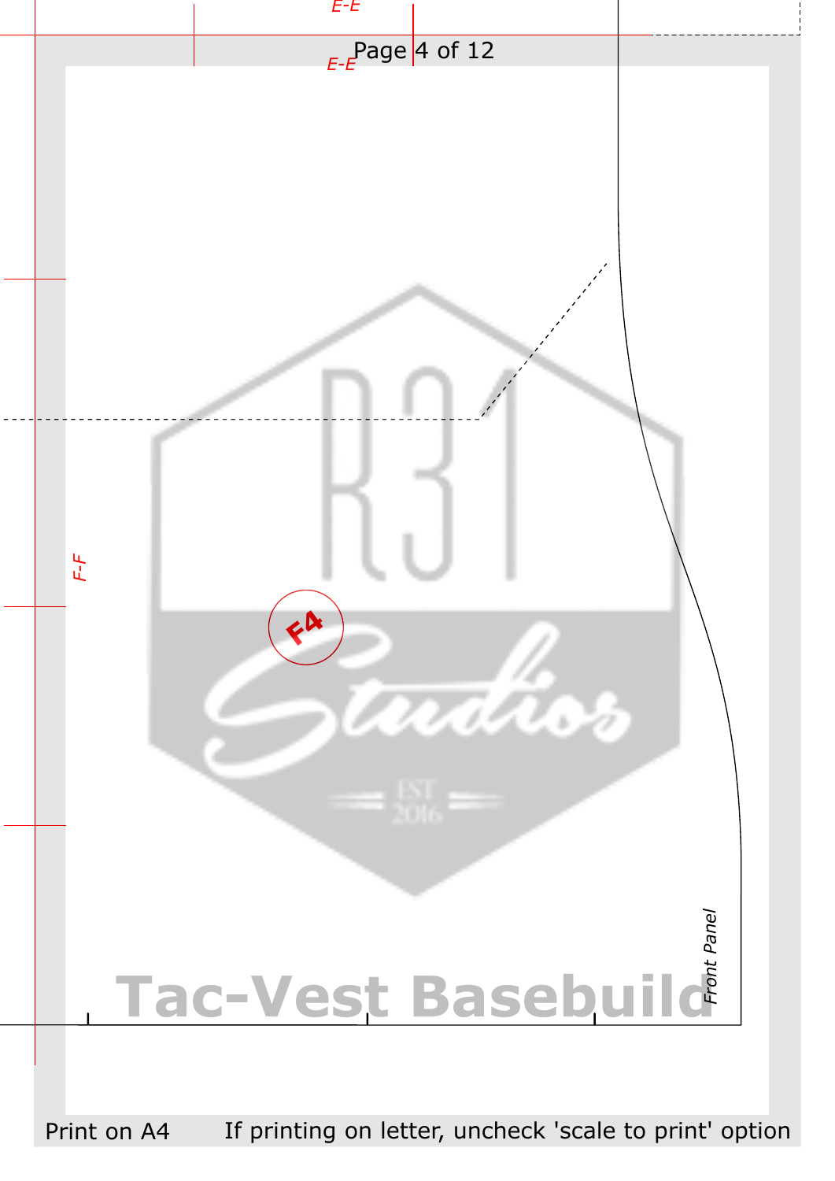E-E

E-E

F-F

F4

Front Panel

Tac-Vest Basebuild

Print on A4 If printing on letter, uncheck 'scale to print' option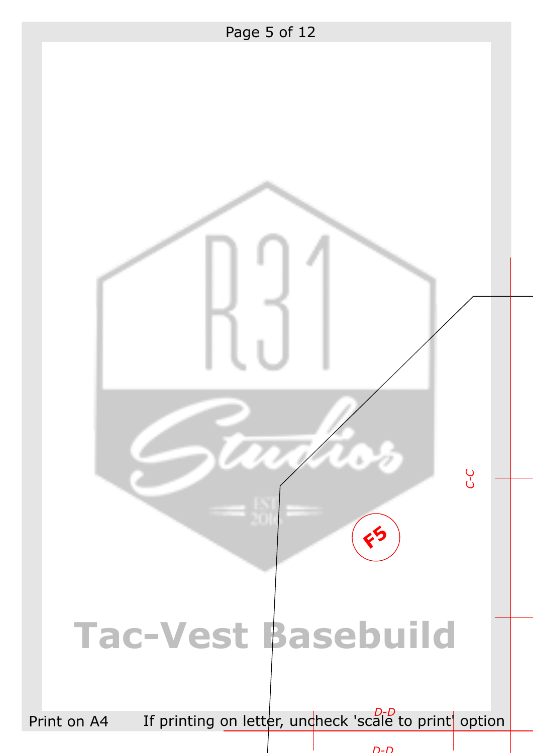Tac-Vest Basebuild

C-C

F5

D-D

D-D

Print on A4 If printing on letter, uncheck 'scale to print' option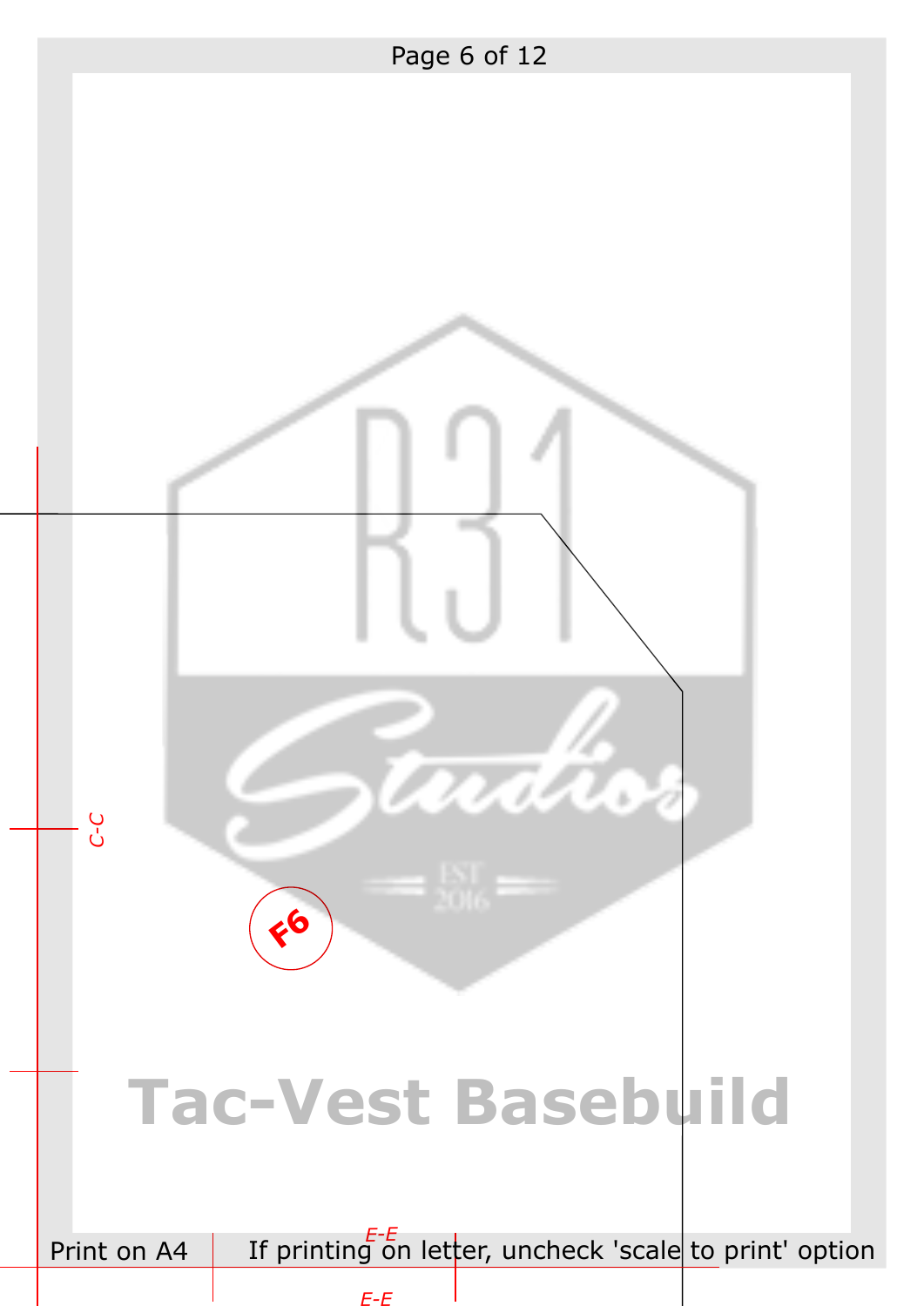C-C

F6

Tac-Vest Basebuild

E-E

Print on A4 If printing on letter, uncheck 'scale to print' option

E-E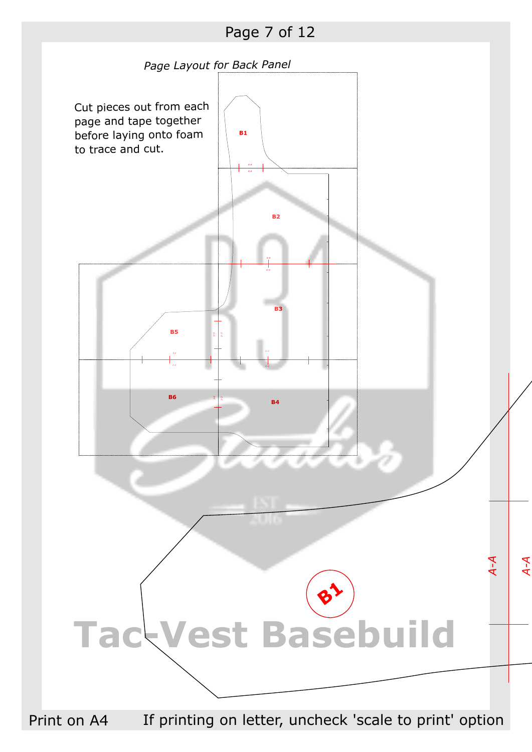*Page Layout for Back Panel*

Cut pieces out from each page and tape together before laying onto foam to trace and cut.

B1

B2

B3

B5

B6

B4

B1

A-A

A-A

Tac-Vest Basebuild

Print on A4 If printing on letter, uncheck 'scale to print' option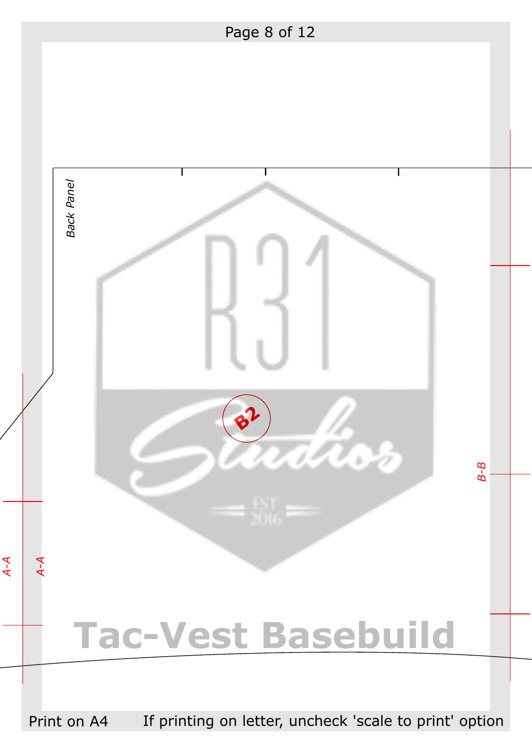Back Panel

B2

B-B

A-A

A-A

Tac-Vest Basebuild

Print on A4 If printing on letter, uncheck 'scale to print' option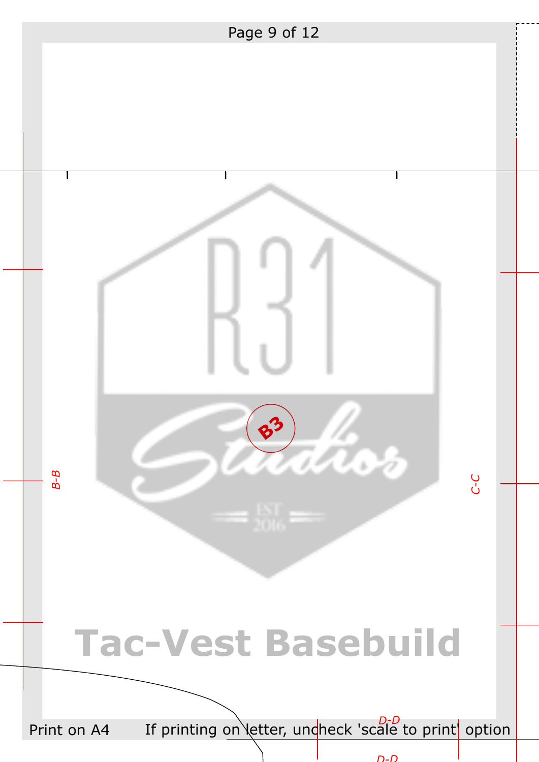B3

B-B

C-C

Tac-Vest Basebuild

D-D

D-D

Print on A4 If printing on letter, uncheck 'scale to print' option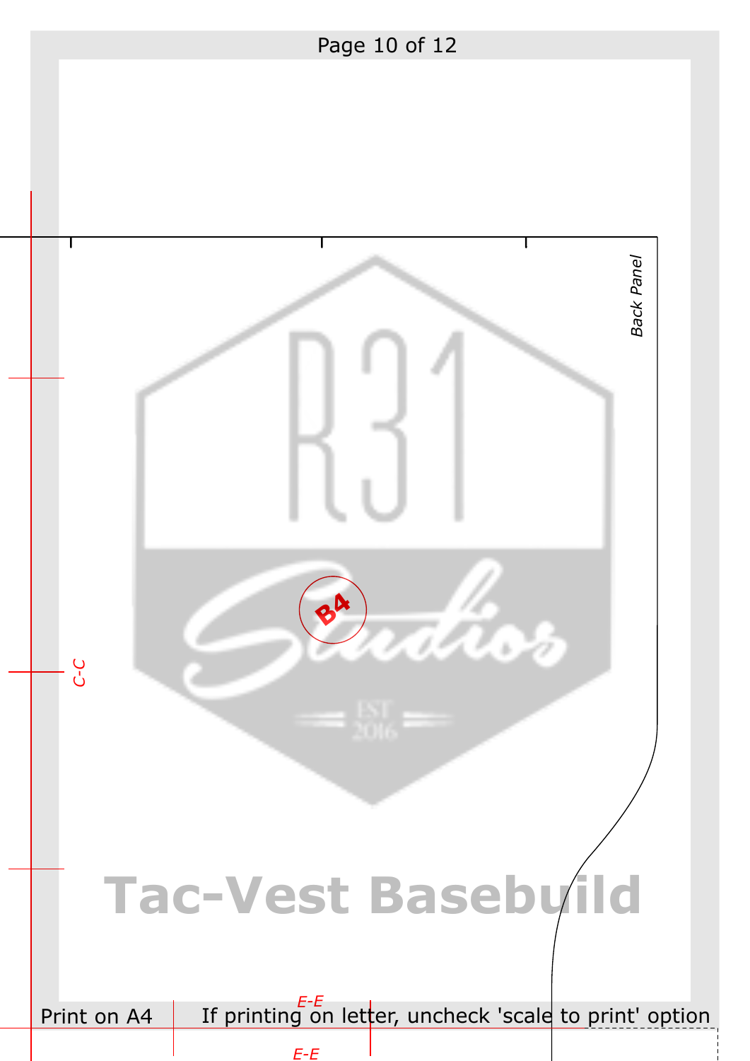Back Panel

C-C

B4

Tac-Vest Basebuild

E-E

Print on A4

If printing on letter, uncheck 'scale to print' option

E-E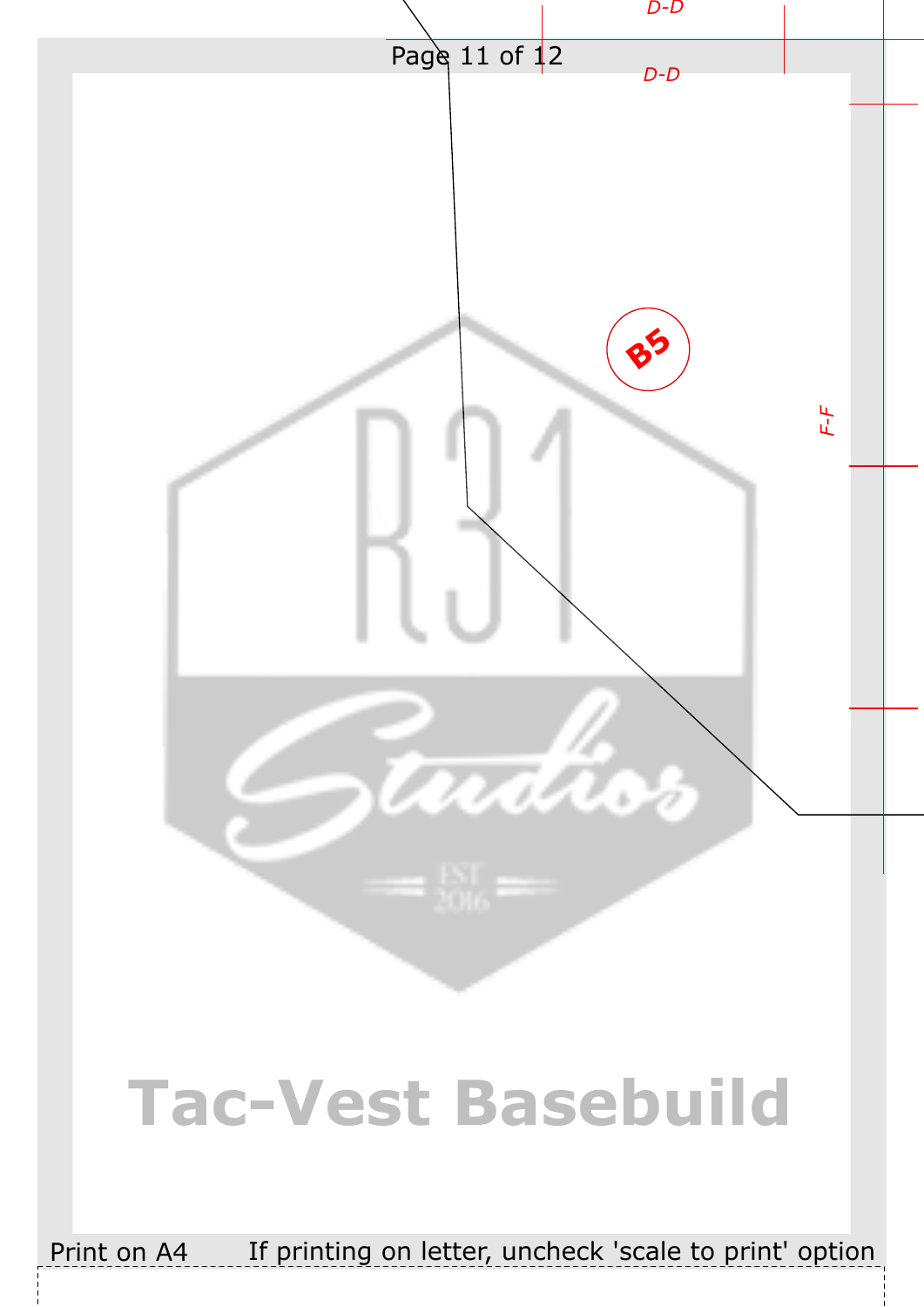D-D

D-D

B5

F-F

Tac-Vest Basebuild

Print on A4 If printing on letter, uncheck 'scale to print' option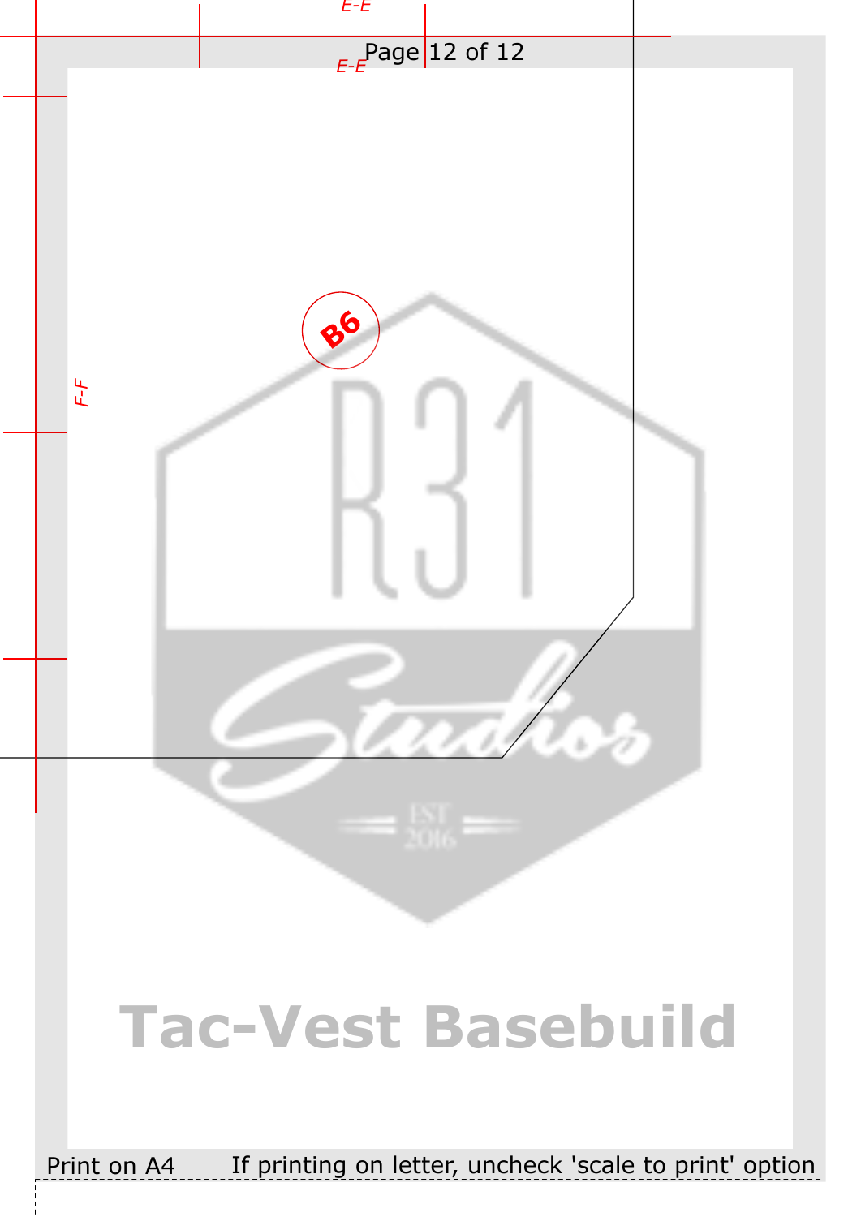E-E

E-E

B6

F-F

Tac-Vest Basebuild

Print on A4 If printing on letter, uncheck 'scale to print' option